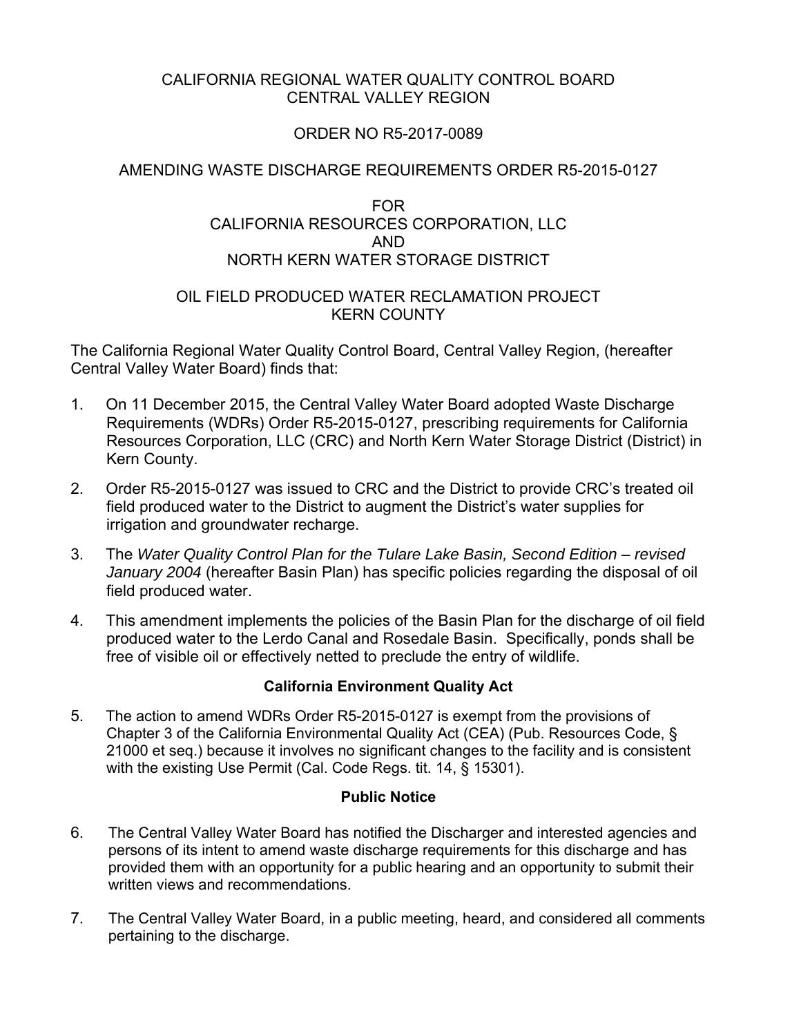# CALIFORNIA REGIONAL WATER QUALITY CONTROL BOARD
# CENTRAL VALLEY REGION

## ORDER NO R5-2017-0089

## AMENDING WASTE DISCHARGE REQUIREMENTS ORDER R5-2015-0127

FOR
CALIFORNIA RESOURCES CORPORATION, LLC
AND
NORTH KERN WATER STORAGE DISTRICT

OIL FIELD PRODUCED WATER RECLAMATION PROJECT
KERN COUNTY

The California Regional Water Quality Control Board, Central Valley Region, (hereafter Central Valley Water Board) finds that:

1. On 11 December 2015, the Central Valley Water Board adopted Waste Discharge Requirements (WDRs) Order R5-2015-0127, prescribing requirements for California Resources Corporation, LLC (CRC) and North Kern Water Storage District (District) in Kern County.

2. Order R5-2015-0127 was issued to CRC and the District to provide CRC's treated oil field produced water to the District to augment the District's water supplies for irrigation and groundwater recharge.

3. The *Water Quality Control Plan for the Tulare Lake Basin, Second Edition – revised January 2004* (hereafter Basin Plan) has specific policies regarding the disposal of oil field produced water.

4. This amendment implements the policies of the Basin Plan for the discharge of oil field produced water to the Lerdo Canal and Rosedale Basin. Specifically, ponds shall be free of visible oil or effectively netted to preclude the entry of wildlife.

### California Environment Quality Act

5. The action to amend WDRs Order R5-2015-0127 is exempt from the provisions of Chapter 3 of the California Environmental Quality Act (CEA) (Pub. Resources Code, § 21000 et seq.) because it involves no significant changes to the facility and is consistent with the existing Use Permit (Cal. Code Regs. tit. 14, § 15301).

### Public Notice

6. The Central Valley Water Board has notified the Discharger and interested agencies and persons of its intent to amend waste discharge requirements for this discharge and has provided them with an opportunity for a public hearing and an opportunity to submit their written views and recommendations.

7. The Central Valley Water Board, in a public meeting, heard, and considered all comments pertaining to the discharge.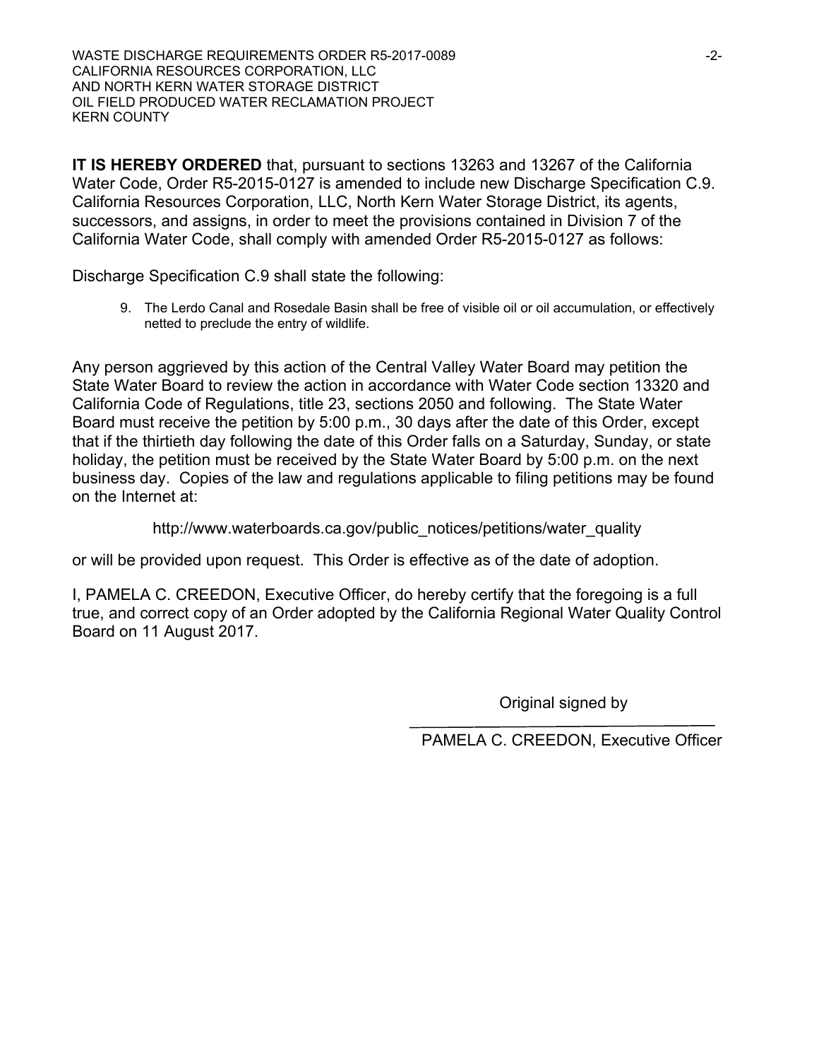**IT IS HEREBY ORDERED** that, pursuant to sections 13263 and 13267 of the California Water Code, Order R5-2015-0127 is amended to include new Discharge Specification C.9. California Resources Corporation, LLC, North Kern Water Storage District, its agents, successors, and assigns, in order to meet the provisions contained in Division 7 of the California Water Code, shall comply with amended Order R5-2015-0127 as follows:

Discharge Specification C.9 shall state the following:

9. The Lerdo Canal and Rosedale Basin shall be free of visible oil or oil accumulation, or effectively netted to preclude the entry of wildlife.

Any person aggrieved by this action of the Central Valley Water Board may petition the State Water Board to review the action in accordance with Water Code section 13320 and California Code of Regulations, title 23, sections 2050 and following. The State Water Board must receive the petition by 5:00 p.m., 30 days after the date of this Order, except that if the thirtieth day following the date of this Order falls on a Saturday, Sunday, or state holiday, the petition must be received by the State Water Board by 5:00 p.m. on the next business day. Copies of the law and regulations applicable to filing petitions may be found on the Internet at:

http://www.waterboards.ca.gov/public_notices/petitions/water_quality

or will be provided upon request. This Order is effective as of the date of adoption.

I, PAMELA C. CREEDON, Executive Officer, do hereby certify that the foregoing is a full true, and correct copy of an Order adopted by the California Regional Water Quality Control Board on 11 August 2017.

Original signed by

PAMELA C. CREEDON, Executive Officer